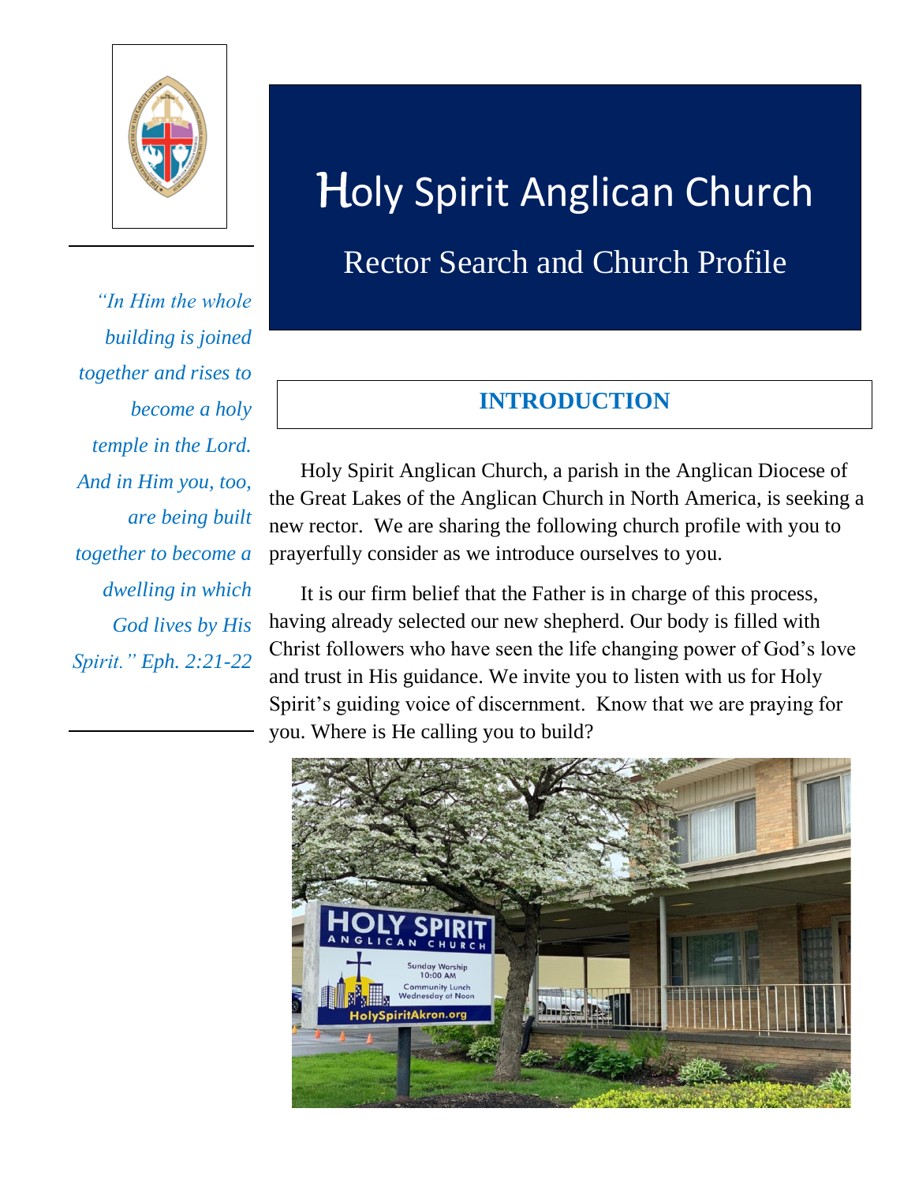# Holy Spirit Anglican Church

## Rector Search and Church Profile

*"In Him the whole building is joined together and rises to become a holy temple in the Lord. And in Him you, too, are being built together to become a dwelling in which God lives by His Spirit." Eph. 2:21-22*

## INTRODUCTION

Holy Spirit Anglican Church, a parish in the Anglican Diocese of the Great Lakes of the Anglican Church in North America, is seeking a new rector. We are sharing the following church profile with you to prayerfully consider as we introduce ourselves to you.

It is our firm belief that the Father is in charge of this process, having already selected our new shepherd. Our body is filled with Christ followers who have seen the life changing power of God's love and trust in His guidance. We invite you to listen with us for Holy Spirit's guiding voice of discernment. Know that we are praying for you. Where is He calling you to build?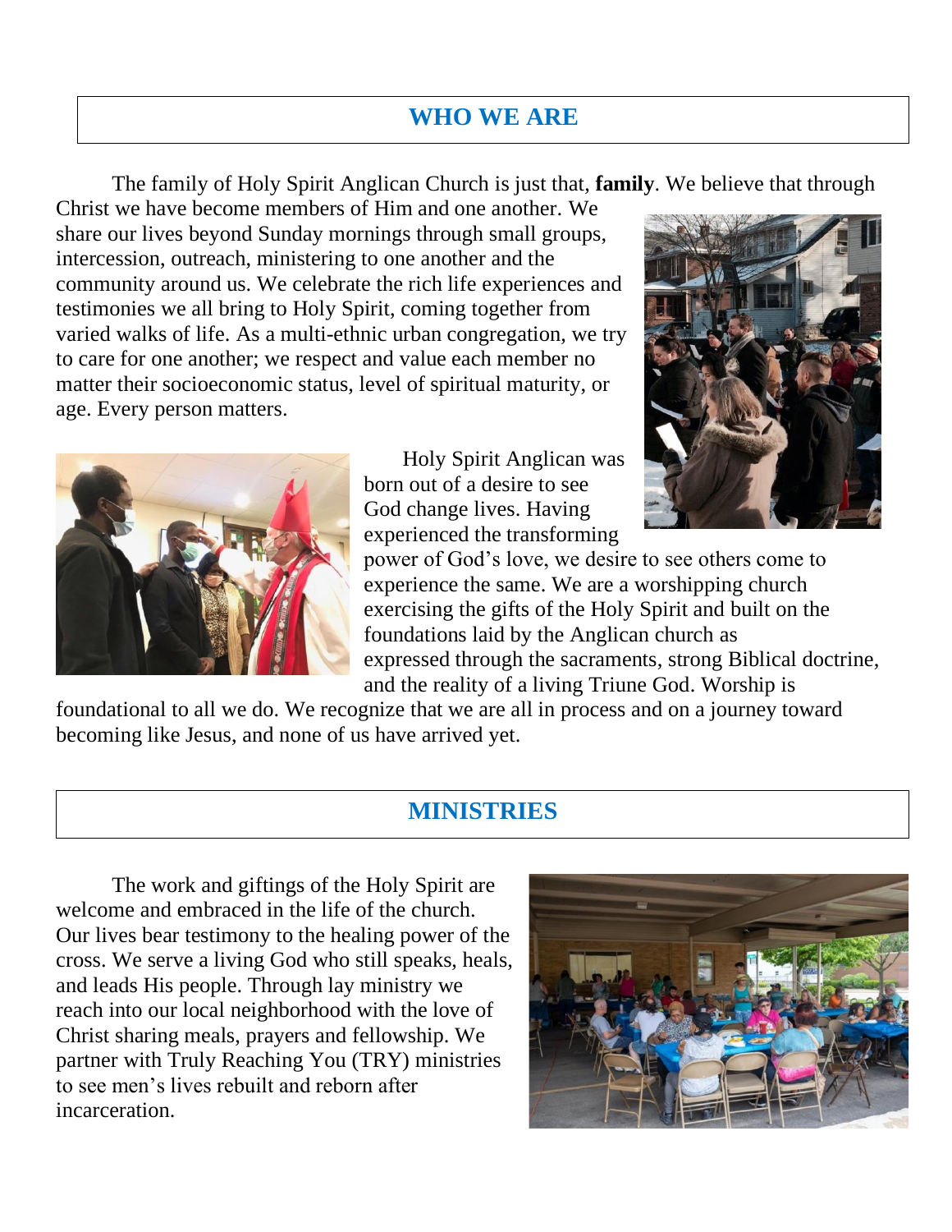## WHO WE ARE

The family of Holy Spirit Anglican Church is just that, **family**. We believe that through Christ we have become members of Him and one another. We share our lives beyond Sunday mornings through small groups, intercession, outreach, ministering to one another and the community around us. We celebrate the rich life experiences and testimonies we all bring to Holy Spirit, coming together from varied walks of life. As a multi-ethnic urban congregation, we try to care for one another; we respect and value each member no matter their socioeconomic status, level of spiritual maturity, or age. Every person matters.

Holy Spirit Anglican was born out of a desire to see God change lives. Having experienced the transforming power of God's love, we desire to see others come to experience the same. We are a worshipping church exercising the gifts of the Holy Spirit and built on the foundations laid by the Anglican church as expressed through the sacraments, strong Biblical doctrine, and the reality of a living Triune God. Worship is foundational to all we do. We recognize that we are all in process and on a journey toward becoming like Jesus, and none of us have arrived yet.

## MINISTRIES

The work and giftings of the Holy Spirit are welcome and embraced in the life of the church. Our lives bear testimony to the healing power of the cross. We serve a living God who still speaks, heals, and leads His people. Through lay ministry we reach into our local neighborhood with the love of Christ sharing meals, prayers and fellowship. We partner with Truly Reaching You (TRY) ministries to see men's lives rebuilt and reborn after incarceration.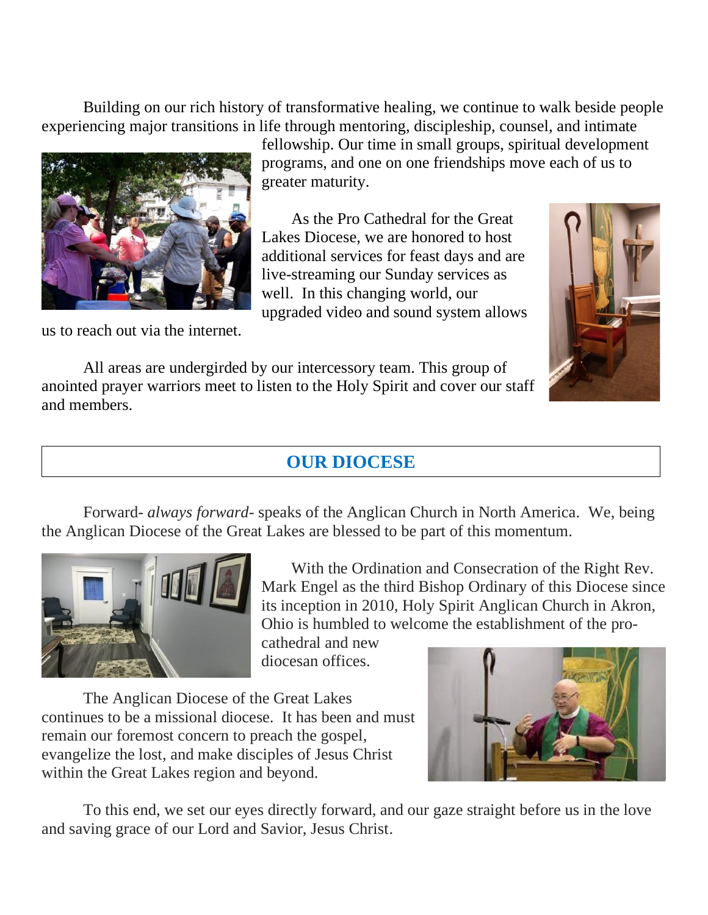Building on our rich history of transformative healing, we continue to walk beside people experiencing major transitions in life through mentoring, discipleship, counsel, and intimate fellowship. Our time in small groups, spiritual development programs, and one on one friendships move each of us to greater maturity.

As the Pro Cathedral for the Great Lakes Diocese, we are honored to host additional services for feast days and are live-streaming our Sunday services as well. In this changing world, our upgraded video and sound system allows us to reach out via the internet.

All areas are undergirded by our intercessory team. This group of anointed prayer warriors meet to listen to the Holy Spirit and cover our staff and members.

## OUR DIOCESE

Forward- *always forward*- speaks of the Anglican Church in North America. We, being the Anglican Diocese of the Great Lakes are blessed to be part of this momentum.

With the Ordination and Consecration of the Right Rev. Mark Engel as the third Bishop Ordinary of this Diocese since its inception in 2010, Holy Spirit Anglican Church in Akron, Ohio is humbled to welcome the establishment of the pro-cathedral and new diocesan offices.

The Anglican Diocese of the Great Lakes continues to be a missional diocese. It has been and must remain our foremost concern to preach the gospel, evangelize the lost, and make disciples of Jesus Christ within the Great Lakes region and beyond.

To this end, we set our eyes directly forward, and our gaze straight before us in the love and saving grace of our Lord and Savior, Jesus Christ.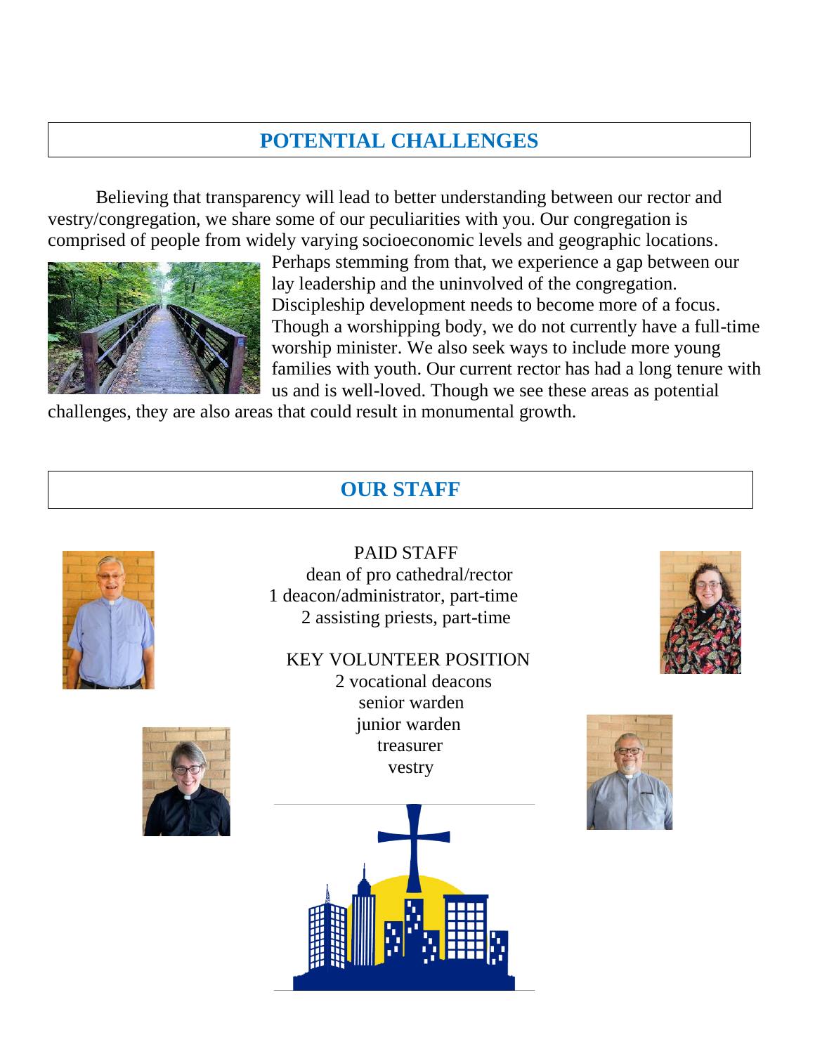## POTENTIAL CHALLENGES

Believing that transparency will lead to better understanding between our rector and vestry/congregation, we share some of our peculiarities with you. Our congregation is comprised of people from widely varying socioeconomic levels and geographic locations. Perhaps stemming from that, we experience a gap between our lay leadership and the uninvolved of the congregation. Discipleship development needs to become more of a focus. Though a worshipping body, we do not currently have a full-time worship minister. We also seek ways to include more young families with youth. Our current rector has had a long tenure with us and is well-loved. Though we see these areas as potential challenges, they are also areas that could result in monumental growth.

## OUR STAFF

PAID STAFF

dean of pro cathedral/rector

1 deacon/administrator, part-time

2 assisting priests, part-time

KEY VOLUNTEER POSITION

2 vocational deacons

senior warden

junior warden

treasurer

vestry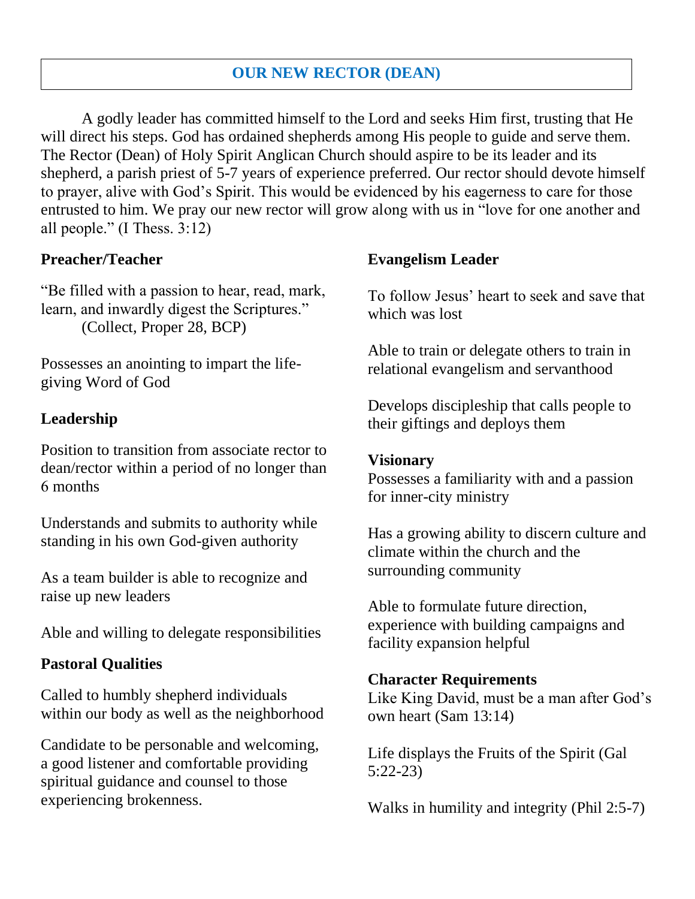## OUR NEW RECTOR (DEAN)

A godly leader has committed himself to the Lord and seeks Him first, trusting that He will direct his steps. God has ordained shepherds among His people to guide and serve them. The Rector (Dean) of Holy Spirit Anglican Church should aspire to be its leader and its shepherd, a parish priest of 5-7 years of experience preferred. Our rector should devote himself to prayer, alive with God's Spirit. This would be evidenced by his eagerness to care for those entrusted to him. We pray our new rector will grow along with us in "love for one another and all people." (I Thess. 3:12)

**Preacher/Teacher**

"Be filled with a passion to hear, read, mark, learn, and inwardly digest the Scriptures."
(Collect, Proper 28, BCP)

Possesses an anointing to impart the life-giving Word of God

**Leadership**

Position to transition from associate rector to dean/rector within a period of no longer than 6 months

Understands and submits to authority while standing in his own God-given authority

As a team builder is able to recognize and raise up new leaders

Able and willing to delegate responsibilities

**Pastoral Qualities**

Called to humbly shepherd individuals within our body as well as the neighborhood

Candidate to be personable and welcoming, a good listener and comfortable providing spiritual guidance and counsel to those experiencing brokenness.

**Evangelism Leader**

To follow Jesus' heart to seek and save that which was lost

Able to train or delegate others to train in relational evangelism and servanthood

Develops discipleship that calls people to their giftings and deploys them

**Visionary**

Possesses a familiarity with and a passion for inner-city ministry

Has a growing ability to discern culture and climate within the church and the surrounding community

Able to formulate future direction, experience with building campaigns and facility expansion helpful

**Character Requirements**

Like King David, must be a man after God's own heart (Sam 13:14)

Life displays the Fruits of the Spirit (Gal 5:22-23)

Walks in humility and integrity (Phil 2:5-7)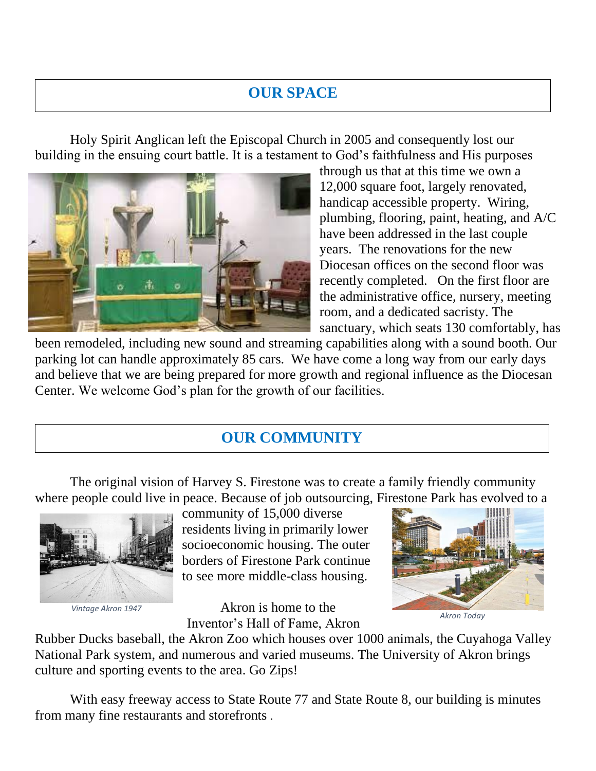## OUR SPACE

Holy Spirit Anglican left the Episcopal Church in 2005 and consequently lost our building in the ensuing court battle. It is a testament to God's faithfulness and His purposes through us that at this time we own a 12,000 square foot, largely renovated, handicap accessible property. Wiring, plumbing, flooring, paint, heating, and A/C have been addressed in the last couple years. The renovations for the new Diocesan offices on the second floor was recently completed. On the first floor are the administrative office, nursery, meeting room, and a dedicated sacristy. The sanctuary, which seats 130 comfortably, has been remodeled, including new sound and streaming capabilities along with a sound booth. Our parking lot can handle approximately 85 cars. We have come a long way from our early days and believe that we are being prepared for more growth and regional influence as the Diocesan Center. We welcome God's plan for the growth of our facilities.

## OUR COMMUNITY

The original vision of Harvey S. Firestone was to create a family friendly community where people could live in peace. Because of job outsourcing, Firestone Park has evolved to a community of 15,000 diverse residents living in primarily lower socioeconomic housing. The outer borders of Firestone Park continue to see more middle-class housing.

*Vintage Akron 1947*

*Akron Today*

Akron is home to the Inventor's Hall of Fame, Akron Rubber Ducks baseball, the Akron Zoo which houses over 1000 animals, the Cuyahoga Valley National Park system, and numerous and varied museums. The University of Akron brings culture and sporting events to the area. Go Zips!

With easy freeway access to State Route 77 and State Route 8, our building is minutes from many fine restaurants and storefronts .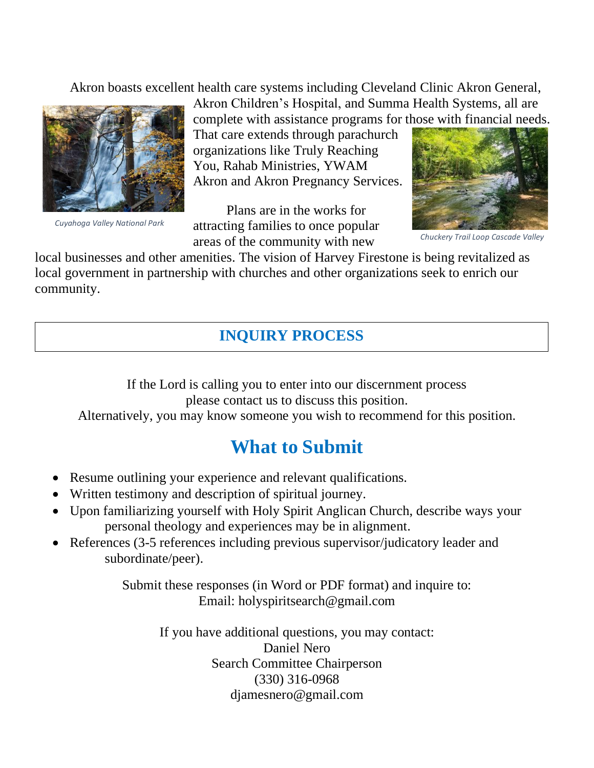Akron boasts excellent health care systems including Cleveland Clinic Akron General, Akron Children's Hospital, and Summa Health Systems, all are complete with assistance programs for those with financial needs. That care extends through parachurch organizations like Truly Reaching You, Rahab Ministries, YWAM Akron and Akron Pregnancy Services.

*Cuyahoga Valley National Park*

Plans are in the works for attracting families to once popular areas of the community with new local businesses and other amenities. The vision of Harvey Firestone is being revitalized as local government in partnership with churches and other organizations seek to enrich our community.

*Chuckery Trail Loop Cascade Valley*

## INQUIRY PROCESS

If the Lord is calling you to enter into our discernment process
please contact us to discuss this position.
Alternatively, you may know someone you wish to recommend for this position.

## What to Submit

- Resume outlining your experience and relevant qualifications.
- Written testimony and description of spiritual journey.
- Upon familiarizing yourself with Holy Spirit Anglican Church, describe ways your personal theology and experiences may be in alignment.
- References (3-5 references including previous supervisor/judicatory leader and subordinate/peer).

Submit these responses (in Word or PDF format) and inquire to:
Email: holyspiritsearch@gmail.com

If you have additional questions, you may contact:
Daniel Nero
Search Committee Chairperson
(330) 316-0968
djamesnero@gmail.com